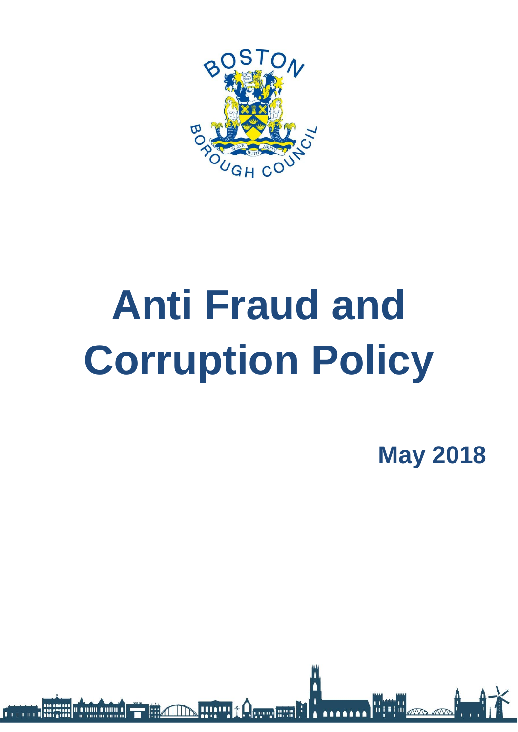# Anti Fraud and Corruption Policy

**May 2018**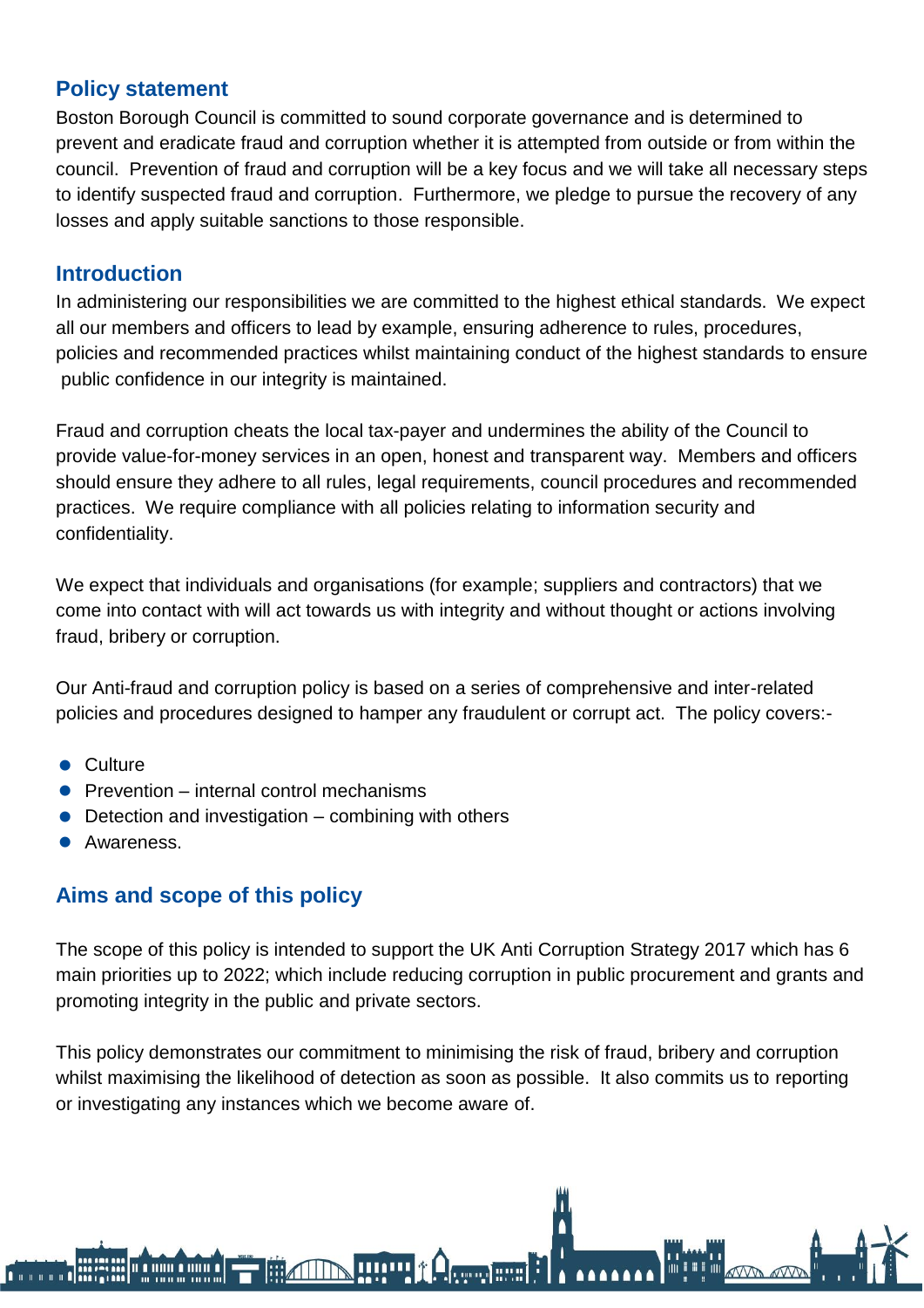## Policy statement

Boston Borough Council is committed to sound corporate governance and is determined to prevent and eradicate fraud and corruption whether it is attempted from outside or from within the council. Prevention of fraud and corruption will be a key focus and we will take all necessary steps to identify suspected fraud and corruption. Furthermore, we pledge to pursue the recovery of any losses and apply suitable sanctions to those responsible.

## Introduction

In administering our responsibilities we are committed to the highest ethical standards. We expect all our members and officers to lead by example, ensuring adherence to rules, procedures, policies and recommended practices whilst maintaining conduct of the highest standards to ensure public confidence in our integrity is maintained.

Fraud and corruption cheats the local tax-payer and undermines the ability of the Council to provide value-for-money services in an open, honest and transparent way. Members and officers should ensure they adhere to all rules, legal requirements, council procedures and recommended practices. We require compliance with all policies relating to information security and confidentiality.

We expect that individuals and organisations (for example; suppliers and contractors) that we come into contact with will act towards us with integrity and without thought or actions involving fraud, bribery or corruption.

Our Anti-fraud and corruption policy is based on a series of comprehensive and inter-related policies and procedures designed to hamper any fraudulent or corrupt act. The policy covers:-

- Culture
- Prevention – internal control mechanisms
- Detection and investigation – combining with others
- Awareness.

## Aims and scope of this policy

The scope of this policy is intended to support the UK Anti Corruption Strategy 2017 which has 6 main priorities up to 2022; which include reducing corruption in public procurement and grants and promoting integrity in the public and private sectors.

This policy demonstrates our commitment to minimising the risk of fraud, bribery and corruption whilst maximising the likelihood of detection as soon as possible. It also commits us to reporting or investigating any instances which we become aware of.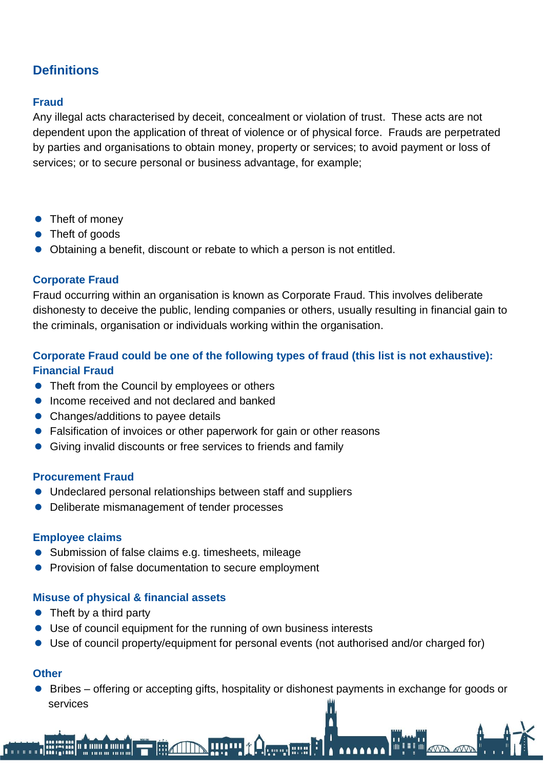## Definitions

### Fraud

Any illegal acts characterised by deceit, concealment or violation of trust. These acts are not dependent upon the application of threat of violence or of physical force. Frauds are perpetrated by parties and organisations to obtain money, property or services; to avoid payment or loss of services; or to secure personal or business advantage, for example;

- Theft of money
- Theft of goods
- Obtaining a benefit, discount or rebate to which a person is not entitled.

### Corporate Fraud

Fraud occurring within an organisation is known as Corporate Fraud. This involves deliberate dishonesty to deceive the public, lending companies or others, usually resulting in financial gain to the criminals, organisation or individuals working within the organisation.

### Corporate Fraud could be one of the following types of fraud (this list is not exhaustive):

### Financial Fraud

- Theft from the Council by employees or others
- Income received and not declared and banked
- Changes/additions to payee details
- Falsification of invoices or other paperwork for gain or other reasons
- Giving invalid discounts or free services to friends and family

### Procurement Fraud

- Undeclared personal relationships between staff and suppliers
- Deliberate mismanagement of tender processes

### Employee claims

- Submission of false claims e.g. timesheets, mileage
- Provision of false documentation to secure employment

### Misuse of physical & financial assets

- Theft by a third party
- Use of council equipment for the running of own business interests
- Use of council property/equipment for personal events (not authorised and/or charged for)

### Other

- Bribes – offering or accepting gifts, hospitality or dishonest payments in exchange for goods or services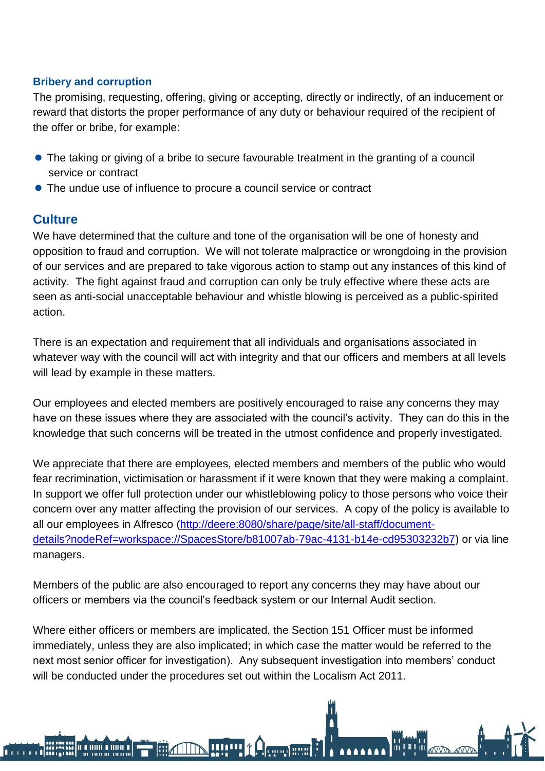### Bribery and corruption

The promising, requesting, offering, giving or accepting, directly or indirectly, of an inducement or reward that distorts the proper performance of any duty or behaviour required of the recipient of the offer or bribe, for example:

- The taking or giving of a bribe to secure favourable treatment in the granting of a council service or contract
- The undue use of influence to procure a council service or contract

## Culture

We have determined that the culture and tone of the organisation will be one of honesty and opposition to fraud and corruption. We will not tolerate malpractice or wrongdoing in the provision of our services and are prepared to take vigorous action to stamp out any instances of this kind of activity. The fight against fraud and corruption can only be truly effective where these acts are seen as anti-social unacceptable behaviour and whistle blowing is perceived as a public-spirited action.

There is an expectation and requirement that all individuals and organisations associated in whatever way with the council will act with integrity and that our officers and members at all levels will lead by example in these matters.

Our employees and elected members are positively encouraged to raise any concerns they may have on these issues where they are associated with the council's activity. They can do this in the knowledge that such concerns will be treated in the utmost confidence and properly investigated.

We appreciate that there are employees, elected members and members of the public who would fear recrimination, victimisation or harassment if it were known that they were making a complaint. In support we offer full protection under our whistleblowing policy to those persons who voice their concern over any matter affecting the provision of our services. A copy of the policy is available to all our employees in Alfresco ([http://deere:8080/share/page/site/all-staff/document-details?nodeRef=workspace://SpacesStore/b81007ab-79ac-4131-b14e-cd95303232b7](http://deere:8080/share/page/site/all-staff/document-details?nodeRef=workspace://SpacesStore/b81007ab-79ac-4131-b14e-cd95303232b7)) or via line managers.

Members of the public are also encouraged to report any concerns they may have about our officers or members via the council's feedback system or our Internal Audit section.

Where either officers or members are implicated, the Section 151 Officer must be informed immediately, unless they are also implicated; in which case the matter would be referred to the next most senior officer for investigation). Any subsequent investigation into members' conduct will be conducted under the procedures set out within the Localism Act 2011.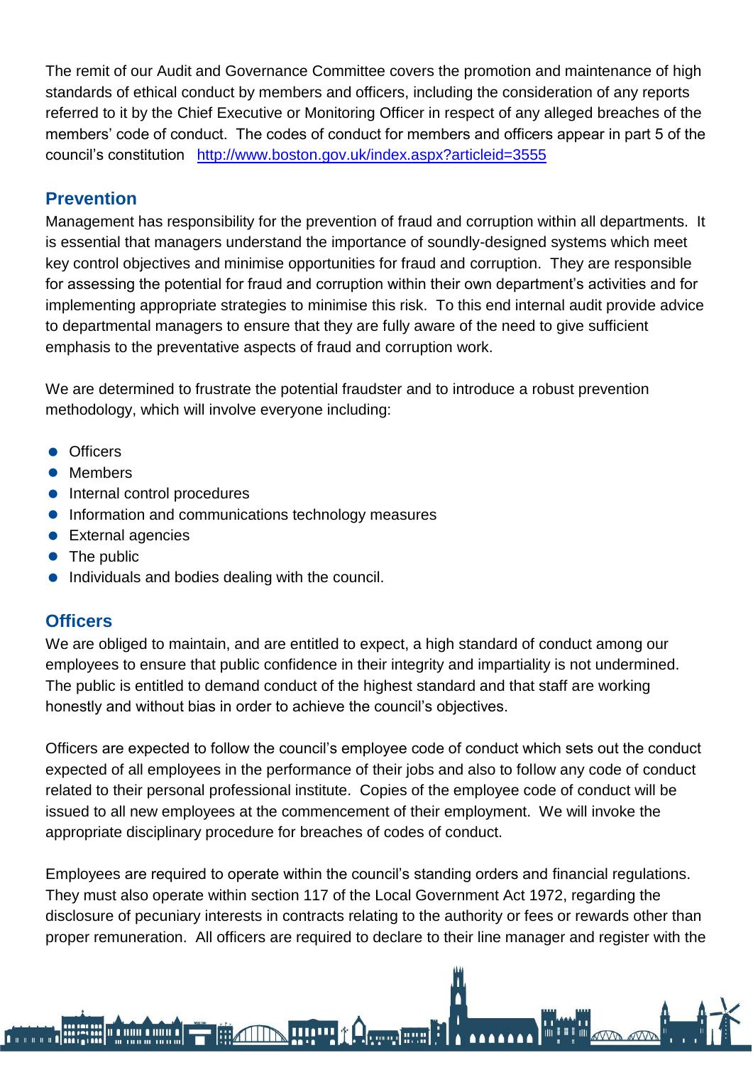The remit of our Audit and Governance Committee covers the promotion and maintenance of high standards of ethical conduct by members and officers, including the consideration of any reports referred to it by the Chief Executive or Monitoring Officer in respect of any alleged breaches of the members' code of conduct. The codes of conduct for members and officers appear in part 5 of the council's constitution [http://www.boston.gov.uk/index.aspx?articleid=3555](http://www.boston.gov.uk/index.aspx?articleid=3555)

## Prevention

Management has responsibility for the prevention of fraud and corruption within all departments. It is essential that managers understand the importance of soundly-designed systems which meet key control objectives and minimise opportunities for fraud and corruption. They are responsible for assessing the potential for fraud and corruption within their own department's activities and for implementing appropriate strategies to minimise this risk. To this end internal audit provide advice to departmental managers to ensure that they are fully aware of the need to give sufficient emphasis to the preventative aspects of fraud and corruption work.

We are determined to frustrate the potential fraudster and to introduce a robust prevention methodology, which will involve everyone including:

- Officers
- Members
- Internal control procedures
- Information and communications technology measures
- External agencies
- The public
- Individuals and bodies dealing with the council.

## Officers

We are obliged to maintain, and are entitled to expect, a high standard of conduct among our employees to ensure that public confidence in their integrity and impartiality is not undermined. The public is entitled to demand conduct of the highest standard and that staff are working honestly and without bias in order to achieve the council's objectives.

Officers are expected to follow the council's employee code of conduct which sets out the conduct expected of all employees in the performance of their jobs and also to follow any code of conduct related to their personal professional institute. Copies of the employee code of conduct will be issued to all new employees at the commencement of their employment. We will invoke the appropriate disciplinary procedure for breaches of codes of conduct.

Employees are required to operate within the council's standing orders and financial regulations. They must also operate within section 117 of the Local Government Act 1972, regarding the disclosure of pecuniary interests in contracts relating to the authority or fees or rewards other than proper remuneration. All officers are required to declare to their line manager and register with the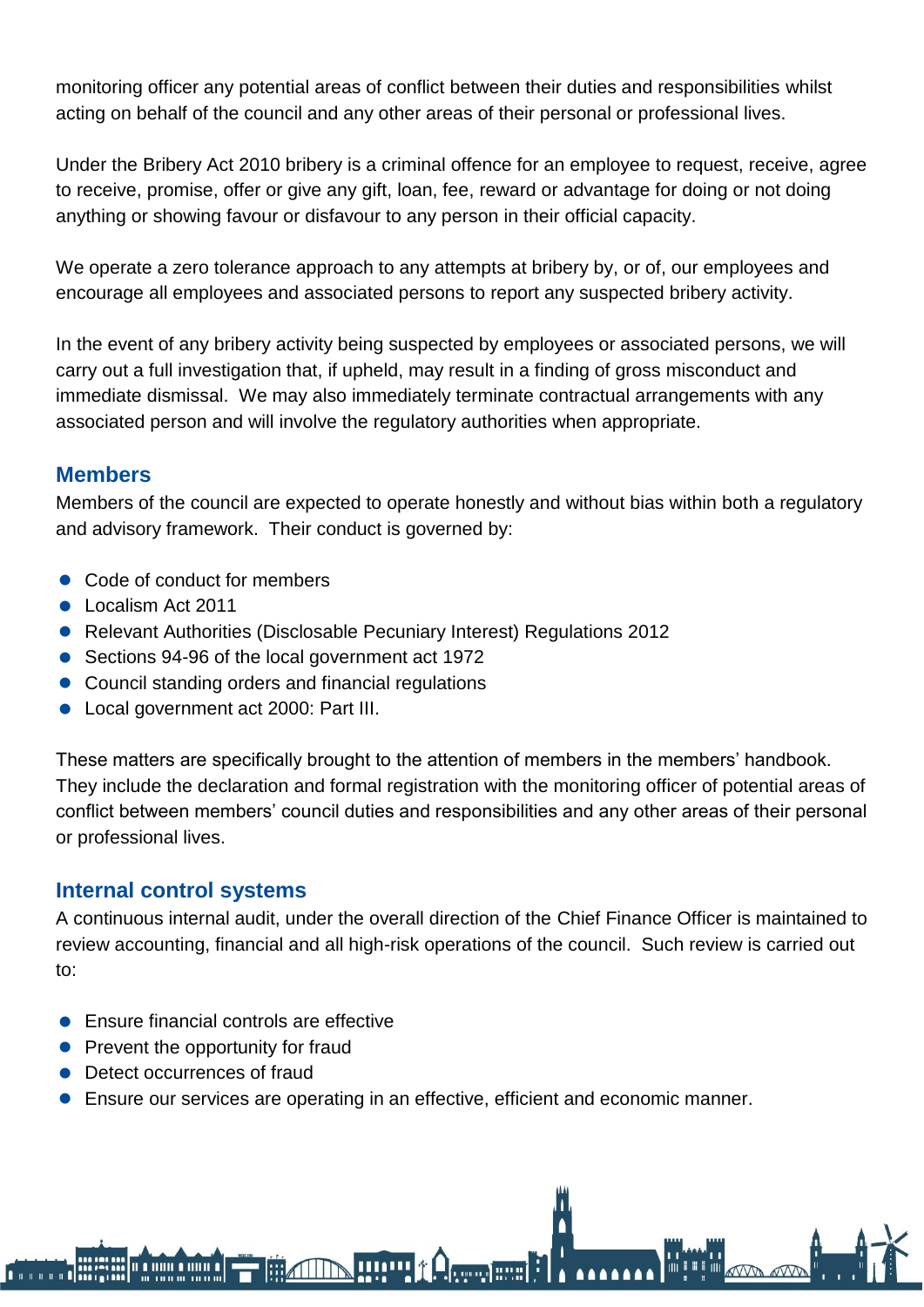monitoring officer any potential areas of conflict between their duties and responsibilities whilst acting on behalf of the council and any other areas of their personal or professional lives.

Under the Bribery Act 2010 bribery is a criminal offence for an employee to request, receive, agree to receive, promise, offer or give any gift, loan, fee, reward or advantage for doing or not doing anything or showing favour or disfavour to any person in their official capacity.

We operate a zero tolerance approach to any attempts at bribery by, or of, our employees and encourage all employees and associated persons to report any suspected bribery activity.

In the event of any bribery activity being suspected by employees or associated persons, we will carry out a full investigation that, if upheld, may result in a finding of gross misconduct and immediate dismissal. We may also immediately terminate contractual arrangements with any associated person and will involve the regulatory authorities when appropriate.

## Members

Members of the council are expected to operate honestly and without bias within both a regulatory and advisory framework. Their conduct is governed by:

- Code of conduct for members
- Localism Act 2011
- Relevant Authorities (Disclosable Pecuniary Interest) Regulations 2012
- Sections 94-96 of the local government act 1972
- Council standing orders and financial regulations
- Local government act 2000: Part III.

These matters are specifically brought to the attention of members in the members' handbook. They include the declaration and formal registration with the monitoring officer of potential areas of conflict between members' council duties and responsibilities and any other areas of their personal or professional lives.

## Internal control systems

A continuous internal audit, under the overall direction of the Chief Finance Officer is maintained to review accounting, financial and all high-risk operations of the council. Such review is carried out to:

- Ensure financial controls are effective
- Prevent the opportunity for fraud
- Detect occurrences of fraud
- Ensure our services are operating in an effective, efficient and economic manner.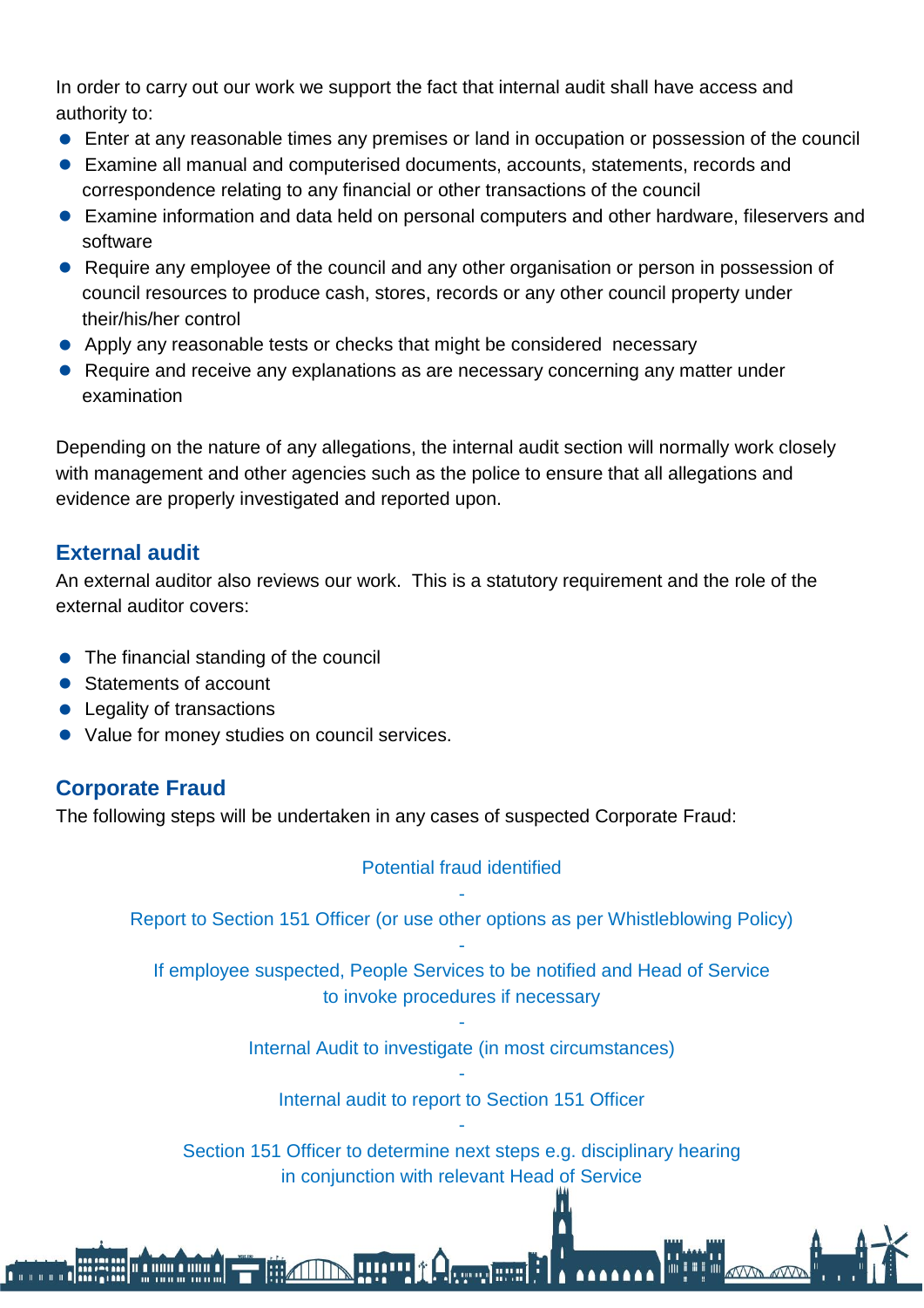In order to carry out our work we support the fact that internal audit shall have access and authority to:

- Enter at any reasonable times any premises or land in occupation or possession of the council
- Examine all manual and computerised documents, accounts, statements, records and correspondence relating to any financial or other transactions of the council
- Examine information and data held on personal computers and other hardware, fileservers and software
- Require any employee of the council and any other organisation or person in possession of council resources to produce cash, stores, records or any other council property under their/his/her control
- Apply any reasonable tests or checks that might be considered necessary
- Require and receive any explanations as are necessary concerning any matter under examination

Depending on the nature of any allegations, the internal audit section will normally work closely with management and other agencies such as the police to ensure that all allegations and evidence are properly investigated and reported upon.

## External audit

An external auditor also reviews our work. This is a statutory requirement and the role of the external auditor covers:

- The financial standing of the council
- Statements of account
- Legality of transactions
- Value for money studies on council services.

## Corporate Fraud

The following steps will be undertaken in any cases of suspected Corporate Fraud:

Potential fraud identified

-

Report to Section 151 Officer (or use other options as per Whistleblowing Policy)

-

If employee suspected, People Services to be notified and Head of Service to invoke procedures if necessary

-

Internal Audit to investigate (in most circumstances)

-

Internal audit to report to Section 151 Officer

-

Section 151 Officer to determine next steps e.g. disciplinary hearing in conjunction with relevant Head of Service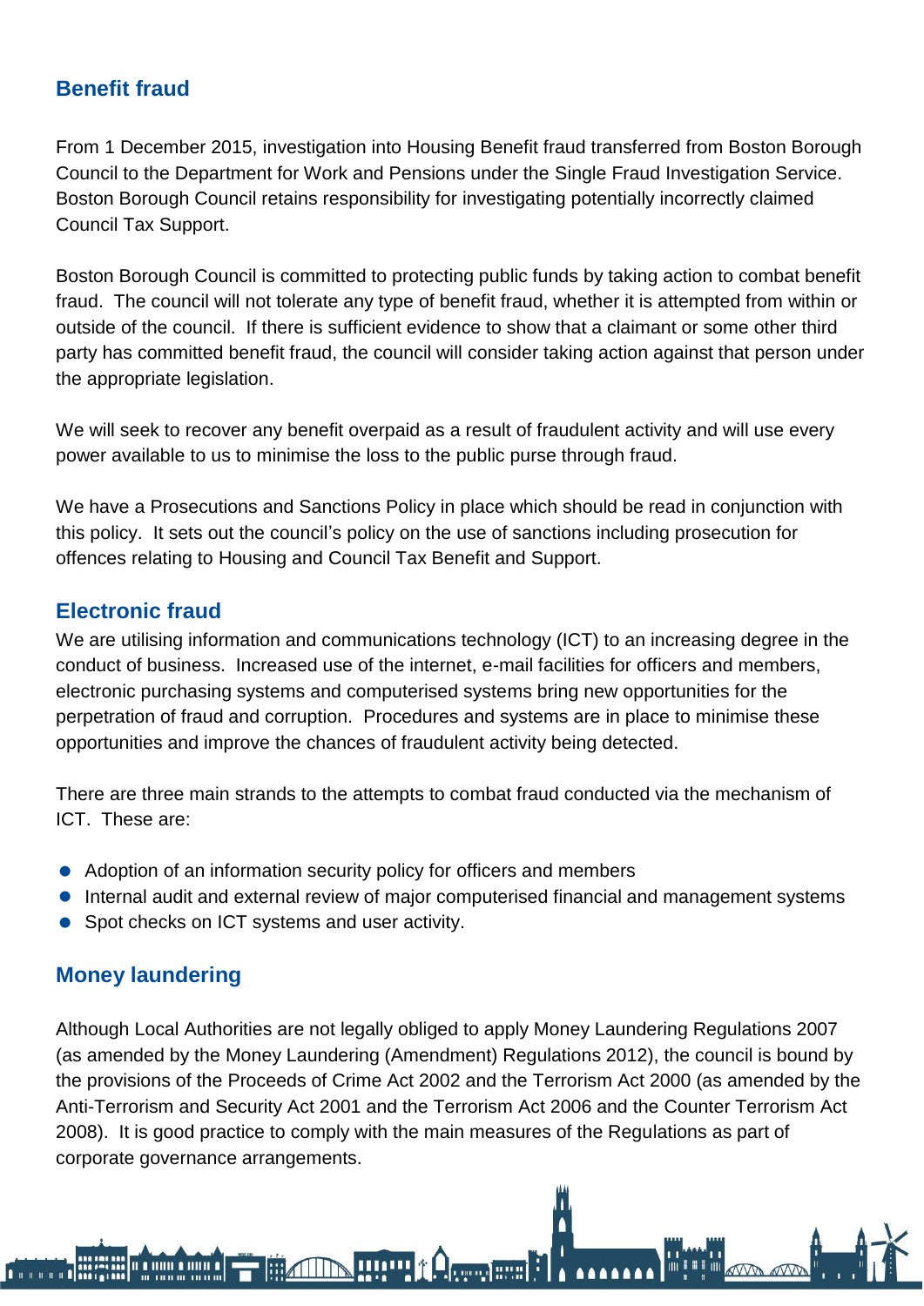## Benefit fraud

From 1 December 2015, investigation into Housing Benefit fraud transferred from Boston Borough Council to the Department for Work and Pensions under the Single Fraud Investigation Service. Boston Borough Council retains responsibility for investigating potentially incorrectly claimed Council Tax Support.

Boston Borough Council is committed to protecting public funds by taking action to combat benefit fraud. The council will not tolerate any type of benefit fraud, whether it is attempted from within or outside of the council. If there is sufficient evidence to show that a claimant or some other third party has committed benefit fraud, the council will consider taking action against that person under the appropriate legislation.

We will seek to recover any benefit overpaid as a result of fraudulent activity and will use every power available to us to minimise the loss to the public purse through fraud.

We have a Prosecutions and Sanctions Policy in place which should be read in conjunction with this policy. It sets out the council's policy on the use of sanctions including prosecution for offences relating to Housing and Council Tax Benefit and Support.

## Electronic fraud

We are utilising information and communications technology (ICT) to an increasing degree in the conduct of business. Increased use of the internet, e-mail facilities for officers and members, electronic purchasing systems and computerised systems bring new opportunities for the perpetration of fraud and corruption. Procedures and systems are in place to minimise these opportunities and improve the chances of fraudulent activity being detected.

There are three main strands to the attempts to combat fraud conducted via the mechanism of ICT. These are:

- Adoption of an information security policy for officers and members
- Internal audit and external review of major computerised financial and management systems
- Spot checks on ICT systems and user activity.

## Money laundering

Although Local Authorities are not legally obliged to apply Money Laundering Regulations 2007 (as amended by the Money Laundering (Amendment) Regulations 2012), the council is bound by the provisions of the Proceeds of Crime Act 2002 and the Terrorism Act 2000 (as amended by the Anti-Terrorism and Security Act 2001 and the Terrorism Act 2006 and the Counter Terrorism Act 2008). It is good practice to comply with the main measures of the Regulations as part of corporate governance arrangements.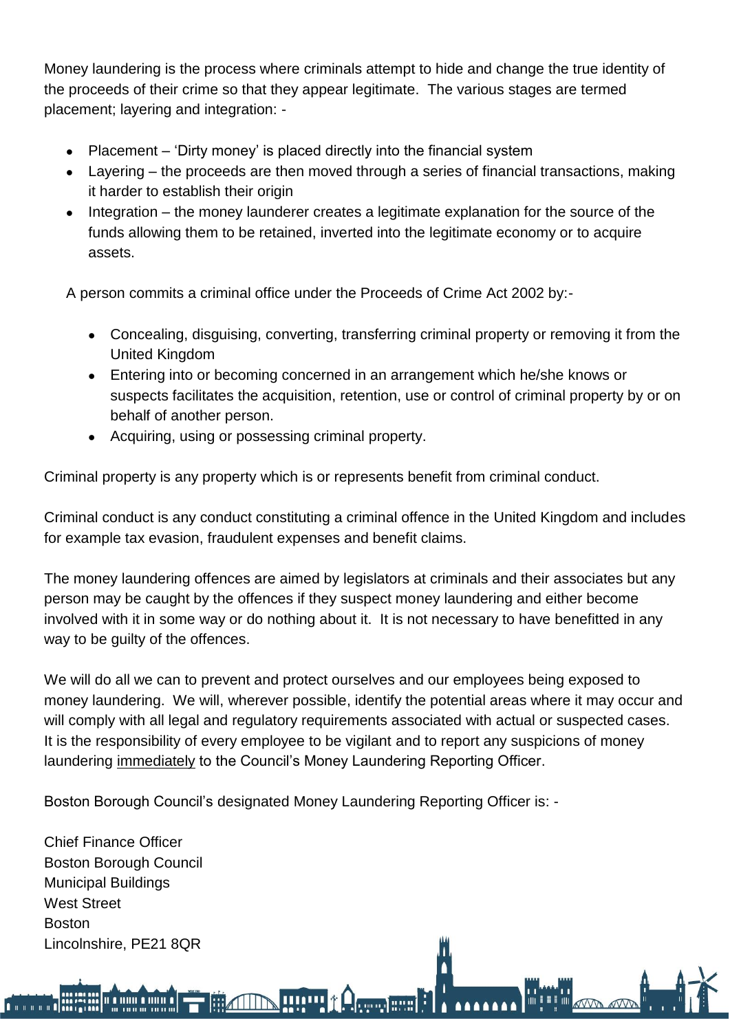Money laundering is the process where criminals attempt to hide and change the true identity of the proceeds of their crime so that they appear legitimate.  The various stages are termed placement; layering and integration: -

- Placement – 'Dirty money' is placed directly into the financial system
- Layering – the proceeds are then moved through a series of financial transactions, making it harder to establish their origin
- Integration – the money launderer creates a legitimate explanation for the source of the funds allowing them to be retained, inverted into the legitimate economy or to acquire assets.

A person commits a criminal office under the Proceeds of Crime Act 2002 by:-

- Concealing, disguising, converting, transferring criminal property or removing it from the United Kingdom
- Entering into or becoming concerned in an arrangement which he/she knows or suspects facilitates the acquisition, retention, use or control of criminal property by or on behalf of another person.
- Acquiring, using or possessing criminal property.

Criminal property is any property which is or represents benefit from criminal conduct.

Criminal conduct is any conduct constituting a criminal offence in the United Kingdom and includes for example tax evasion, fraudulent expenses and benefit claims.

The money laundering offences are aimed by legislators at criminals and their associates but any person may be caught by the offences if they suspect money laundering and either become involved with it in some way or do nothing about it.  It is not necessary to have benefitted in any way to be guilty of the offences.

We will do all we can to prevent and protect ourselves and our employees being exposed to money laundering.  We will, wherever possible, identify the potential areas where it may occur and will comply with all legal and regulatory requirements associated with actual or suspected cases.  It is the responsibility of every employee to be vigilant and to report any suspicions of money laundering <u>immediately</u> to the Council's Money Laundering Reporting Officer.

Boston Borough Council's designated Money Laundering Reporting Officer is: -

Chief Finance Officer  
Boston Borough Council  
Municipal Buildings  
West Street  
Boston  
Lincolnshire, PE21 8QR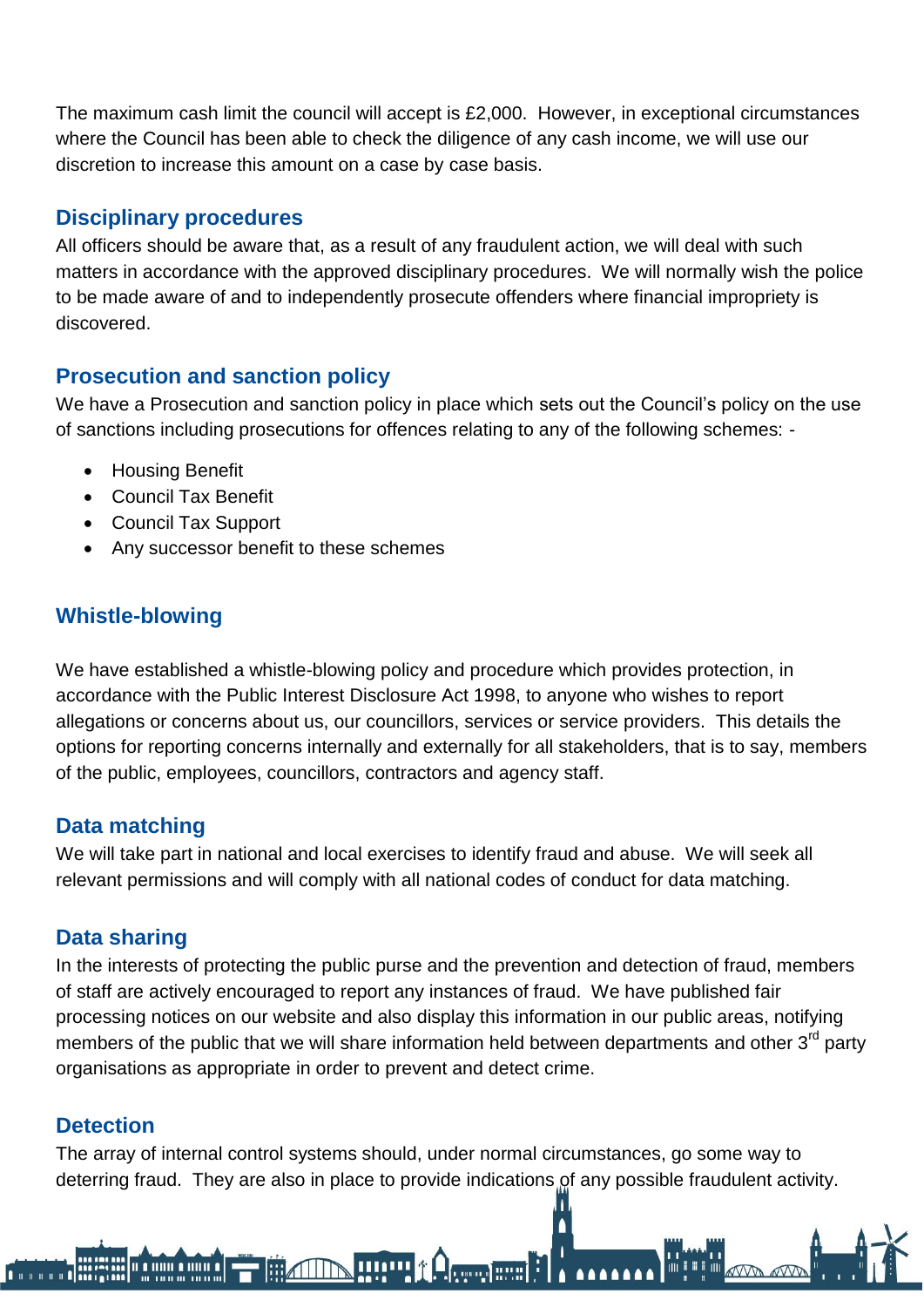The maximum cash limit the council will accept is £2,000. However, in exceptional circumstances where the Council has been able to check the diligence of any cash income, we will use our discretion to increase this amount on a case by case basis.

## Disciplinary procedures

All officers should be aware that, as a result of any fraudulent action, we will deal with such matters in accordance with the approved disciplinary procedures. We will normally wish the police to be made aware of and to independently prosecute offenders where financial impropriety is discovered.

## Prosecution and sanction policy

We have a Prosecution and sanction policy in place which sets out the Council's policy on the use of sanctions including prosecutions for offences relating to any of the following schemes: -

- Housing Benefit
- Council Tax Benefit
- Council Tax Support
- Any successor benefit to these schemes

## Whistle-blowing

We have established a whistle-blowing policy and procedure which provides protection, in accordance with the Public Interest Disclosure Act 1998, to anyone who wishes to report allegations or concerns about us, our councillors, services or service providers. This details the options for reporting concerns internally and externally for all stakeholders, that is to say, members of the public, employees, councillors, contractors and agency staff.

## Data matching

We will take part in national and local exercises to identify fraud and abuse. We will seek all relevant permissions and will comply with all national codes of conduct for data matching.

## Data sharing

In the interests of protecting the public purse and the prevention and detection of fraud, members of staff are actively encouraged to report any instances of fraud. We have published fair processing notices on our website and also display this information in our public areas, notifying members of the public that we will share information held between departments and other 3rd party organisations as appropriate in order to prevent and detect crime.

## Detection

The array of internal control systems should, under normal circumstances, go some way to deterring fraud. They are also in place to provide indications of any possible fraudulent activity.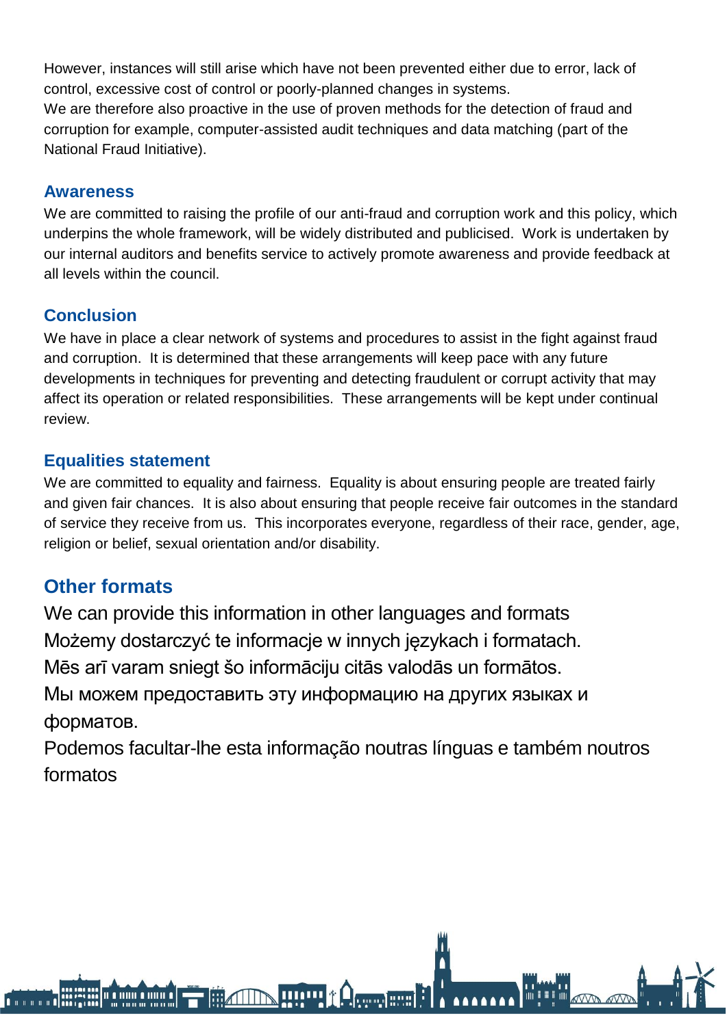However, instances will still arise which have not been prevented either due to error, lack of control, excessive cost of control or poorly-planned changes in systems.
We are therefore also proactive in the use of proven methods for the detection of fraud and corruption for example, computer-assisted audit techniques and data matching (part of the National Fraud Initiative).

### Awareness

We are committed to raising the profile of our anti-fraud and corruption work and this policy, which underpins the whole framework, will be widely distributed and publicised. Work is undertaken by our internal auditors and benefits service to actively promote awareness and provide feedback at all levels within the council.

### Conclusion

We have in place a clear network of systems and procedures to assist in the fight against fraud and corruption. It is determined that these arrangements will keep pace with any future developments in techniques for preventing and detecting fraudulent or corrupt activity that may affect its operation or related responsibilities. These arrangements will be kept under continual review.

### Equalities statement

We are committed to equality and fairness. Equality is about ensuring people are treated fairly and given fair chances. It is also about ensuring that people receive fair outcomes in the standard of service they receive from us. This incorporates everyone, regardless of their race, gender, age, religion or belief, sexual orientation and/or disability.

## Other formats

We can provide this information in other languages and formats
Możemy dostarczyć te informacje w innych językach i formatach.
Mēs arī varam sniegt šo informāciju citās valodās un formātos.
Мы можем предоставить эту информацию на других языках и форматов.
Podemos facultar-lhe esta informação noutras línguas e também noutros formatos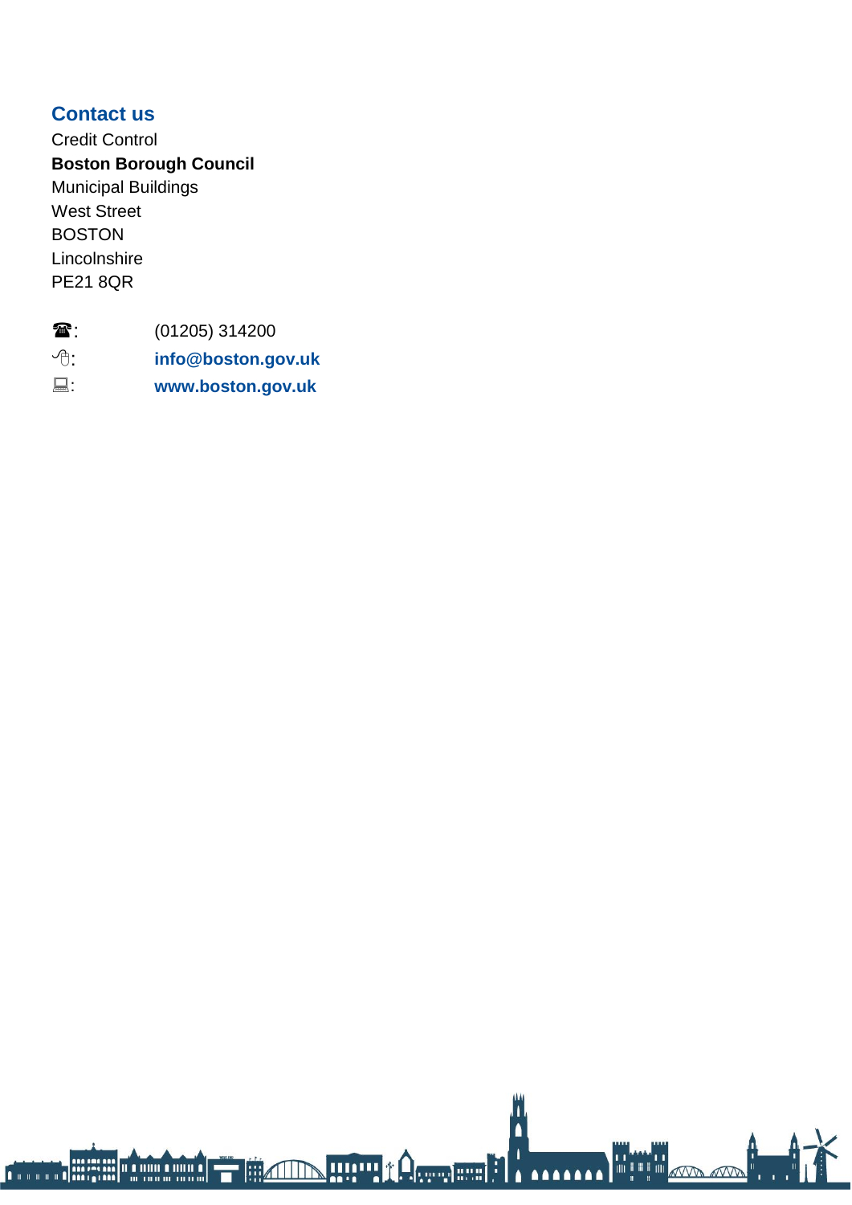## Contact us

Credit Control
**Boston Borough Council**
Municipal Buildings
West Street
BOSTON
Lincolnshire
PE21 8QR

☎: (01205) 314200
🖰: **info@boston.gov.uk**
💻: **www.boston.gov.uk**